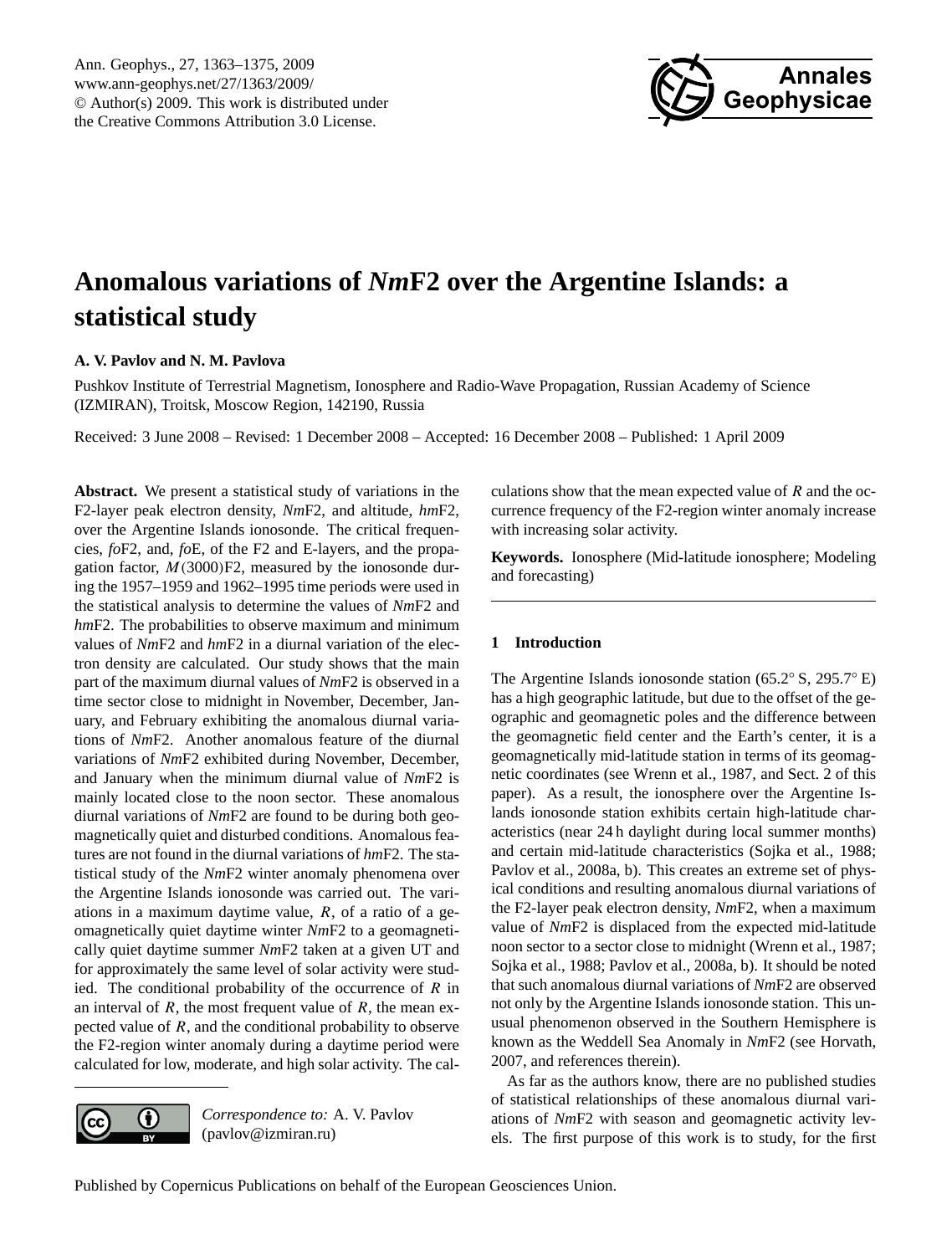# Anomalous variations of *Nm*F2 over the Argentine Islands: a statistical study

**A. V. Pavlov and N. M. Pavlova**

Pushkov Institute of Terrestrial Magnetism, Ionosphere and Radio-Wave Propagation, Russian Academy of Science (IZMIRAN), Troitsk, Moscow Region, 142190, Russia

Received: 3 June 2008 – Revised: 1 December 2008 – Accepted: 16 December 2008 – Published: 1 April 2009

**Abstract.** We present a statistical study of variations in the F2-layer peak electron density, *Nm*F2, and altitude, *hm*F2, over the Argentine Islands ionosonde. The critical frequencies, *fo*F2, and, *fo*E, of the F2 and E-layers, and the propagation factor, $M(3000)$F2, measured by the ionosonde during the 1957–1959 and 1962–1995 time periods were used in the statistical analysis to determine the values of *Nm*F2 and *hm*F2. The probabilities to observe maximum and minimum values of *Nm*F2 and *hm*F2 in a diurnal variation of the electron density are calculated. Our study shows that the main part of the maximum diurnal values of *Nm*F2 is observed in a time sector close to midnight in November, December, January, and February exhibiting the anomalous diurnal variations of *Nm*F2. Another anomalous feature of the diurnal variations of *Nm*F2 exhibited during November, December, and January when the minimum diurnal value of *Nm*F2 is mainly located close to the noon sector. These anomalous diurnal variations of *Nm*F2 are found to be during both geomagnetically quiet and disturbed conditions. Anomalous features are not found in the diurnal variations of *hm*F2. The statistical study of the *Nm*F2 winter anomaly phenomena over the Argentine Islands ionosonde was carried out. The variations in a maximum daytime value, $R$, of a ratio of a geomagnetically quiet daytime winter *Nm*F2 to a geomagnetically quiet daytime summer *Nm*F2 taken at a given UT and for approximately the same level of solar activity were studied. The conditional probability of the occurrence of $R$ in an interval of $R$, the most frequent value of $R$, the mean expected value of $R$, and the conditional probability to observe the F2-region winter anomaly during a daytime period were calculated for low, moderate, and high solar activity. The calculations show that the mean expected value of $R$ and the occurrence frequency of the F2-region winter anomaly increase with increasing solar activity.

**Keywords.** Ionosphere (Mid-latitude ionosphere; Modeling and forecasting)

## 1 Introduction

The Argentine Islands ionosonde station (65.2° S, 295.7° E) has a high geographic latitude, but due to the offset of the geographic and geomagnetic poles and the difference between the geomagnetic field center and the Earth's center, it is a geomagnetically mid-latitude station in terms of its geomagnetic coordinates (see Wrenn et al., 1987, and Sect. 2 of this paper). As a result, the ionosphere over the Argentine Islands ionosonde station exhibits certain high-latitude characteristics (near 24 h daylight during local summer months) and certain mid-latitude characteristics (Sojka et al., 1988; Pavlov et al., 2008a, b). This creates an extreme set of physical conditions and resulting anomalous diurnal variations of the F2-layer peak electron density, *Nm*F2, when a maximum value of *Nm*F2 is displaced from the expected mid-latitude noon sector to a sector close to midnight (Wrenn et al., 1987; Sojka et al., 1988; Pavlov et al., 2008a, b). It should be noted that such anomalous diurnal variations of *Nm*F2 are observed not only by the Argentine Islands ionosonde station. This unusual phenomenon observed in the Southern Hemisphere is known as the Weddell Sea Anomaly in *Nm*F2 (see Horvath, 2007, and references therein).

As far as the authors know, there are no published studies of statistical relationships of these anomalous diurnal variations of *Nm*F2 with season and geomagnetic activity levels. The first purpose of this work is to study, for the first

*Correspondence to:* A. V. Pavlov (pavlov@izmiran.ru)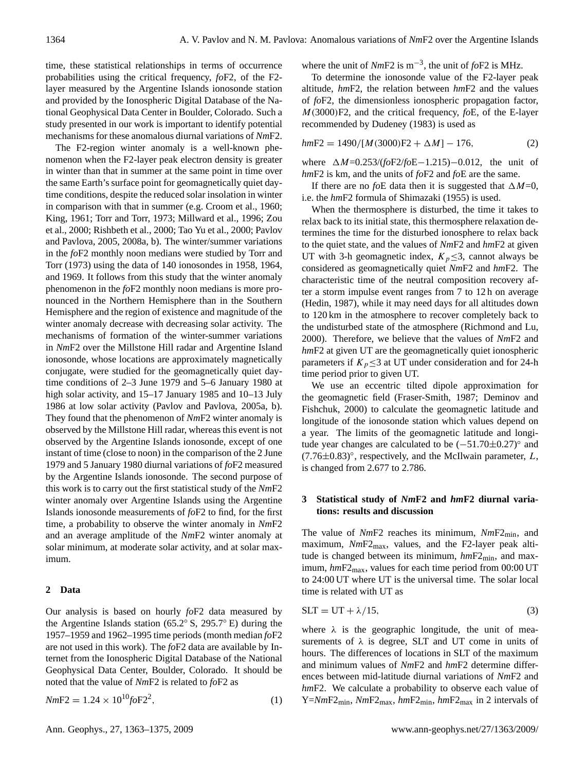time, these statistical relationships in terms of occurrence probabilities using the critical frequency, *fo*F2, of the F2-layer measured by the Argentine Islands ionosonde station and provided by the Ionospheric Digital Database of the National Geophysical Data Center in Boulder, Colorado. Such a study presented in our work is important to identify potential mechanisms for these anomalous diurnal variations of *Nm*F2.

The F2-region winter anomaly is a well-known phenomenon when the F2-layer peak electron density is greater in winter than that in summer at the same point in time over the same Earth's surface point for geomagnetically quiet daytime conditions, despite the reduced solar insolation in winter in comparison with that in summer (e.g. Croom et al., 1960; King, 1961; Torr and Torr, 1973; Millward et al., 1996; Zou et al., 2000; Rishbeth et al., 2000; Tao Yu et al., 2000; Pavlov and Pavlova, 2005, 2008a, b). The winter/summer variations in the *fo*F2 monthly noon medians were studied by Torr and Torr (1973) using the data of 140 ionosondes in 1958, 1964, and 1969. It follows from this study that the winter anomaly phenomenon in the *fo*F2 monthly noon medians is more pronounced in the Northern Hemisphere than in the Southern Hemisphere and the region of existence and magnitude of the winter anomaly decrease with decreasing solar activity. The mechanisms of formation of the winter-summer variations in *Nm*F2 over the Millstone Hill radar and Argentine Island ionosonde, whose locations are approximately magnetically conjugate, were studied for the geomagnetically quiet daytime conditions of 2–3 June 1979 and 5–6 January 1980 at high solar activity, and 15–17 January 1985 and 10–13 July 1986 at low solar activity (Pavlov and Pavlova, 2005a, b). They found that the phenomenon of *Nm*F2 winter anomaly is observed by the Millstone Hill radar, whereas this event is not observed by the Argentine Islands ionosonde, except of one instant of time (close to noon) in the comparison of the 2 June 1979 and 5 January 1980 diurnal variations of *fo*F2 measured by the Argentine Islands ionosonde. The second purpose of this work is to carry out the first statistical study of the *Nm*F2 winter anomaly over Argentine Islands using the Argentine Islands ionosonde measurements of *fo*F2 to find, for the first time, a probability to observe the winter anomaly in *Nm*F2 and an average amplitude of the *Nm*F2 winter anomaly at solar minimum, at moderate solar activity, and at solar maximum.

## 2 Data

Our analysis is based on hourly *fo*F2 data measured by the Argentine Islands station (65.2° S, 295.7° E) during the 1957–1959 and 1962–1995 time periods (month median *fo*F2 are not used in this work). The *fo*F2 data are available by Internet from the Ionospheric Digital Database of the National Geophysical Data Center, Boulder, Colorado. It should be noted that the value of *Nm*F2 is related to *fo*F2 as

$$NmF2 = 1.24 \times 10^{10} foF2^2, \tag{1}$$

where the unit of *Nm*F2 is $m^{-3}$, the unit of *fo*F2 is MHz.

To determine the ionosonde value of the F2-layer peak altitude, *hm*F2, the relation between *hm*F2 and the values of *fo*F2, the dimensionless ionospheric propagation factor, $M(3000)$F2, and the critical frequency, *fo*E, of the E-layer recommended by Dudeney (1983) is used as

$$hmF2 = 1490/[M(3000)F2 + \Delta M] - 176, \tag{2}$$

where $\Delta M = 0.253/(foF2/foE - 1.215) - 0.012$, the unit of *hm*F2 is km, and the units of *fo*F2 and *fo*E are the same.

If there are no *fo*E data then it is suggested that $\Delta M = 0$, i.e. the *hm*F2 formula of Shimazaki (1955) is used.

When the thermosphere is disturbed, the time it takes to relax back to its initial state, this thermosphere relaxation determines the time for the disturbed ionosphere to relax back to the quiet state, and the values of *Nm*F2 and *hm*F2 at given UT with 3-h geomagnetic index, $K_p \leq 3$, cannot always be considered as geomagnetically quiet *Nm*F2 and *hm*F2. The characteristic time of the neutral composition recovery after a storm impulse event ranges from 7 to 12 h on average (Hedin, 1987), while it may need days for all altitudes down to 120 km in the atmosphere to recover completely back to the undisturbed state of the atmosphere (Richmond and Lu, 2000). Therefore, we believe that the values of *Nm*F2 and *hm*F2 at given UT are the geomagnetically quiet ionospheric parameters if $K_p \leq 3$ at UT under consideration and for 24-h time period prior to given UT.

We use an eccentric tilted dipole approximation for the geomagnetic field (Fraser-Smith, 1987; Deminov and Fishchuk, 2000) to calculate the geomagnetic latitude and longitude of the ionosonde station which values depend on a year. The limits of the geomagnetic latitude and longitude year changes are calculated to be $(-51.70 \pm 0.27)^\circ$ and $(7.76 \pm 0.83)^\circ$, respectively, and the McIlwain parameter, $L$, is changed from 2.677 to 2.786.

## 3 Statistical study of *Nm*F2 and *hm*F2 diurnal variations: results and discussion

The value of *Nm*F2 reaches its minimum, $NmF2_{min}$, and maximum, $NmF2_{max}$, values, and the F2-layer peak altitude is changed between its minimum, $hmF2_{min}$, and maximum, $hmF2_{max}$, values for each time period from 00:00 UT to 24:00 UT where UT is the universal time. The solar local time is related with UT as

$$SLT = UT + \lambda/15, \tag{3}$$

where $\lambda$ is the geographic longitude, the unit of measurements of $\lambda$ is degree, SLT and UT come in units of hours. The differences of locations in SLT of the maximum and minimum values of *Nm*F2 and *hm*F2 determine differences between mid-latitude diurnal variations of *Nm*F2 and *hm*F2. We calculate a probability to observe each value of $Y = NmF2_{min}$, $NmF2_{max}$, $hmF2_{min}$, $hmF2_{max}$ in 2 intervals of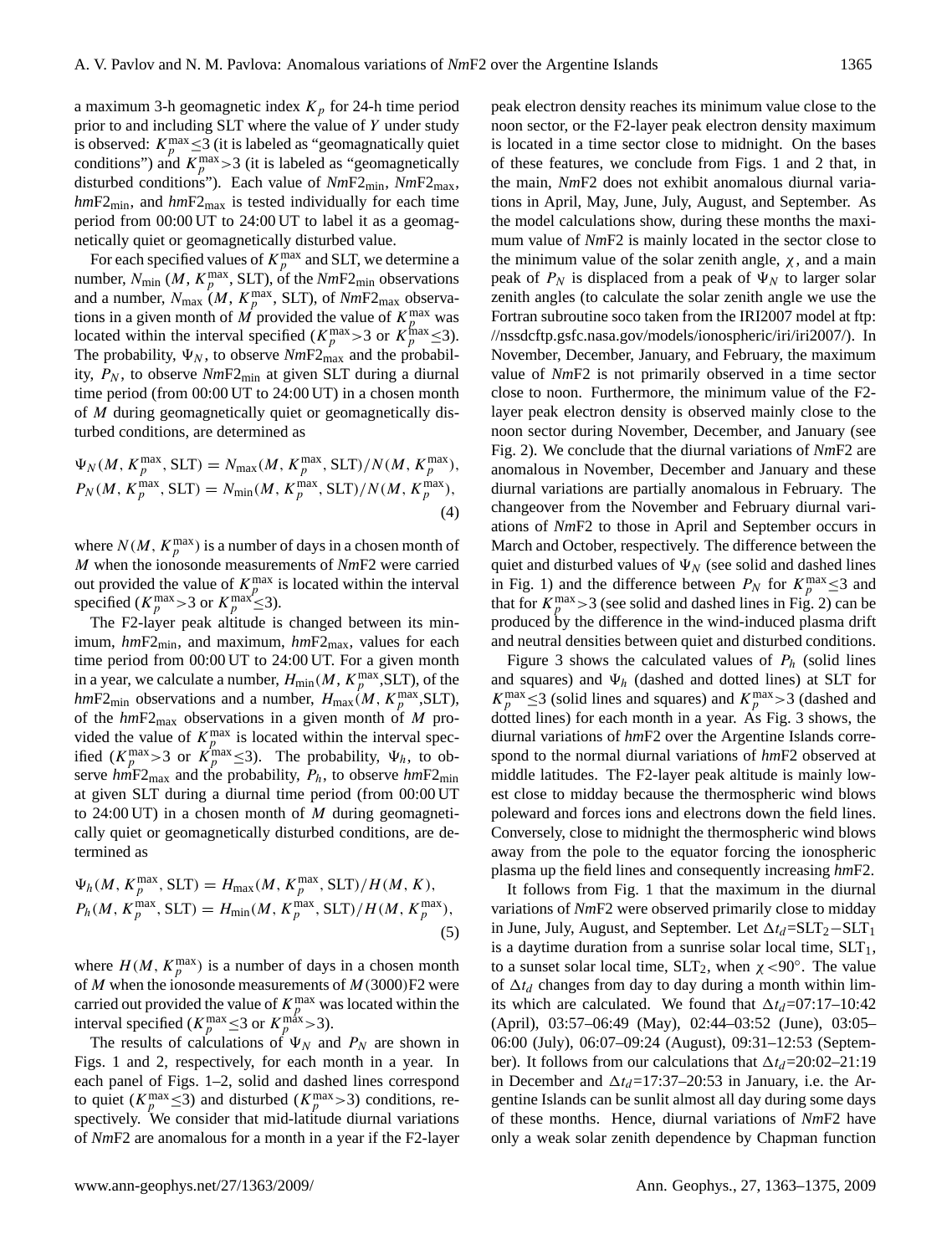a maximum 3-h geomagnetic index $K_p$ for 24-h time period prior to and including SLT where the value of $Y$ under study is observed: $K_p^{\max}\leq 3$ (it is labeled as "geomagnetically quiet conditions") and $K_p^{\max}>3$ (it is labeled as "geomagnetically disturbed conditions"). Each value of $Nm$F2$_{\min}$, $Nm$F2$_{\max}$, $hm$F2$_{\min}$, and $hm$F2$_{\max}$ is tested individually for each time period from 00:00 UT to 24:00 UT to label it as a geomagnetically quiet or geomagnetically disturbed value.

For each specified values of $K_p^{\max}$ and SLT, we determine a number, $N_{\min}$ ($M$, $K_p^{\max}$, SLT), of the $Nm$F2$_{\min}$ observations and a number, $N_{\max}$ ($M$, $K_p^{\max}$, SLT), of $Nm$F2$_{\max}$ observations in a given month of $M$ provided the value of $K_p^{\max}$ was located within the interval specified ($K_p^{\max}>3$ or $K_p^{\max}\leq 3$). The probability, $\Psi_N$, to observe $Nm$F2$_{\max}$ and the probability, $P_N$, to observe $Nm$F2$_{\min}$ at given SLT during a diurnal time period (from 00:00 UT to 24:00 UT) in a chosen month of $M$ during geomagnetically quiet or geomagnetically disturbed conditions, are determined as

$$\Psi_N(M, K_p^{\max}, \mathrm{SLT}) = N_{\max}(M, K_p^{\max}, \mathrm{SLT})/N(M, K_p^{\max}),$$
$$P_N(M, K_p^{\max}, \mathrm{SLT}) = N_{\min}(M, K_p^{\max}, \mathrm{SLT})/N(M, K_p^{\max}), \tag{4}$$

where $N(M, K_p^{\max})$ is a number of days in a chosen month of $M$ when the ionosonde measurements of $Nm$F2 were carried out provided the value of $K_p^{\max}$ is located within the interval specified ($K_p^{\max}>3$ or $K_p^{\max}\leq 3$).

The F2-layer peak altitude is changed between its minimum, $hm$F2$_{\min}$, and maximum, $hm$F2$_{\max}$, values for each time period from 00:00 UT to 24:00 UT. For a given month in a year, we calculate a number, $H_{\min}$($M$, $K_p^{\max}$,SLT), of the $hm$F2$_{\min}$ observations and a number, $H_{\max}$($M$, $K_p^{\max}$,SLT), of the $hm$F2$_{\max}$ observations in a given month of $M$ provided the value of $K_p^{\max}$ is located within the interval specified ($K_p^{\max}>3$ or $K_p^{\max}\leq 3$). The probability, $\Psi_h$, to observe $hm$F2$_{\max}$ and the probability, $P_h$, to observe $hm$F2$_{\min}$ at given SLT during a diurnal time period (from 00:00 UT to 24:00 UT) in a chosen month of $M$ during geomagnetically quiet or geomagnetically disturbed conditions, are determined as

$$\Psi_h(M, K_p^{\max}, \mathrm{SLT}) = H_{\max}(M, K_p^{\max}, \mathrm{SLT})/H(M, K),$$
$$P_h(M, K_p^{\max}, \mathrm{SLT}) = H_{\min}(M, K_p^{\max}, \mathrm{SLT})/H(M, K_p^{\max}), \tag{5}$$

where $H(M, K_p^{\max})$ is a number of days in a chosen month of $M$ when the ionosonde measurements of $M$(3000)F2 were carried out provided the value of $K_p^{\max}$ was located within the interval specified ($K_p^{\max}\leq 3$ or $K_p^{\max}>3$).

The results of calculations of $\Psi_N$ and $P_N$ are shown in Figs. 1 and 2, respectively, for each month in a year. In each panel of Figs. 1–2, solid and dashed lines correspond to quiet ($K_p^{\max}\leq 3$) and disturbed ($K_p^{\max}>3$) conditions, respectively. We consider that mid-latitude diurnal variations of $Nm$F2 are anomalous for a month in a year if the F2-layer peak electron density reaches its minimum value close to the noon sector, or the F2-layer peak electron density maximum is located in a time sector close to midnight. On the bases of these features, we conclude from Figs. 1 and 2 that, in the main, $Nm$F2 does not exhibit anomalous diurnal variations in April, May, June, July, August, and September. As the model calculations show, during these months the maximum value of $Nm$F2 is mainly located in the sector close to the minimum value of the solar zenith angle, $\chi$, and a main peak of $P_N$ is displaced from a peak of $\Psi_N$ to larger solar zenith angles (to calculate the solar zenith angle we use the Fortran subroutine soco taken from the IRI2007 model at ftp://nssdcftp.gsfc.nasa.gov/models/ionospheric/iri/iri2007/). In November, December, January, and February, the maximum value of $Nm$F2 is not primarily observed in a time sector close to noon. Furthermore, the minimum value of the F2-layer peak electron density is observed mainly close to the noon sector during November, December, and January (see Fig. 2). We conclude that the diurnal variations of $Nm$F2 are anomalous in November, December and January and these diurnal variations are partially anomalous in February. The changeover from the November and February diurnal variations of $Nm$F2 to those in April and September occurs in March and October, respectively. The difference between the quiet and disturbed values of $\Psi_N$ (see solid and dashed lines in Fig. 1) and the difference between $P_N$ for $K_p^{\max}\leq 3$ and that for $K_p^{\max}>3$ (see solid and dashed lines in Fig. 2) can be produced by the difference in the wind-induced plasma drift and neutral densities between quiet and disturbed conditions.

Figure 3 shows the calculated values of $P_h$ (solid lines and squares) and $\Psi_h$ (dashed and dotted lines) at SLT for $K_p^{\max}\leq 3$ (solid lines and squares) and $K_p^{\max}>3$ (dashed and dotted lines) for each month in a year. As Fig. 3 shows, the diurnal variations of $hm$F2 over the Argentine Islands correspond to the normal diurnal variations of $hm$F2 observed at middle latitudes. The F2-layer peak altitude is mainly lowest close to midday because the thermospheric wind blows poleward and forces ions and electrons down the field lines. Conversely, close to midnight the thermospheric wind blows away from the pole to the equator forcing the ionospheric plasma up the field lines and consequently increasing $hm$F2.

It follows from Fig. 1 that the maximum in the diurnal variations of $Nm$F2 were observed primarily close to midday in June, July, August, and September. Let $\Delta t_d$=SLT$_2-$SLT$_1$ is a daytime duration from a sunrise solar local time, SLT$_1$, to a sunset solar local time, SLT$_2$, when $\chi<90°$. The value of $\Delta t_d$ changes from day to day during a month within limits which are calculated. We found that $\Delta t_d$=07:17–10:42 (April), 03:57–06:49 (May), 02:44–03:52 (June), 03:05–06:00 (July), 06:07–09:24 (August), 09:31–12:53 (September). It follows from our calculations that $\Delta t_d$=20:02–21:19 in December and $\Delta t_d$=17:37–20:53 in January, i.e. the Argentine Islands can be sunlit almost all day during some days of these months. Hence, diurnal variations of $Nm$F2 have only a weak solar zenith dependence by Chapman function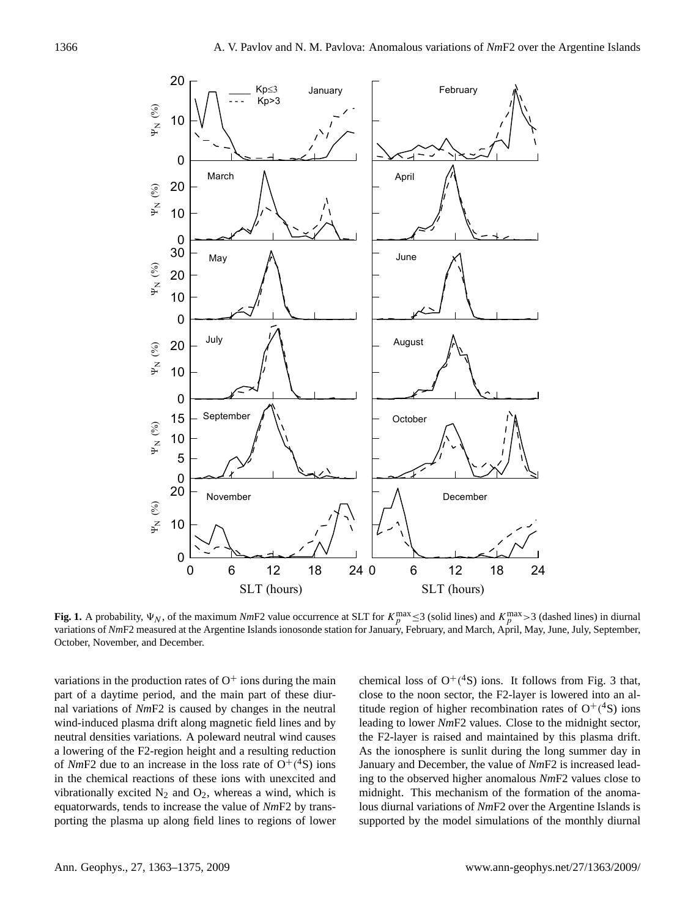**Fig. 1.** A probability, $\Psi_N$, of the maximum *Nm*F2 value occurrence at SLT for $K_p^{\max} \leq 3$ (solid lines) and $K_p^{\max} > 3$ (dashed lines) in diurnal variations of *Nm*F2 measured at the Argentine Islands ionosonde station for January, February, and March, April, May, June, July, September, October, November, and December.

variations in the production rates of $O^+$ ions during the main part of a daytime period, and the main part of these diurnal variations of *Nm*F2 is caused by changes in the neutral wind-induced plasma drift along magnetic field lines and by neutral densities variations. A poleward neutral wind causes a lowering of the F2-region height and a resulting reduction of *Nm*F2 due to an increase in the loss rate of $O^+(^4S)$ ions in the chemical reactions of these ions with unexcited and vibrationally excited $N_2$ and $O_2$, whereas a wind, which is equatorwards, tends to increase the value of *Nm*F2 by transporting the plasma up along field lines to regions of lower chemical loss of $O^+(^4S)$ ions. It follows from Fig. 3 that, close to the noon sector, the F2-layer is lowered into an altitude region of higher recombination rates of $O^+(^4S)$ ions leading to lower *Nm*F2 values. Close to the midnight sector, the F2-layer is raised and maintained by this plasma drift. As the ionosphere is sunlit during the long summer day in January and December, the value of *Nm*F2 is increased leading to the observed higher anomalous *Nm*F2 values close to midnight. This mechanism of the formation of the anomalous diurnal variations of *Nm*F2 over the Argentine Islands is supported by the model simulations of the monthly diurnal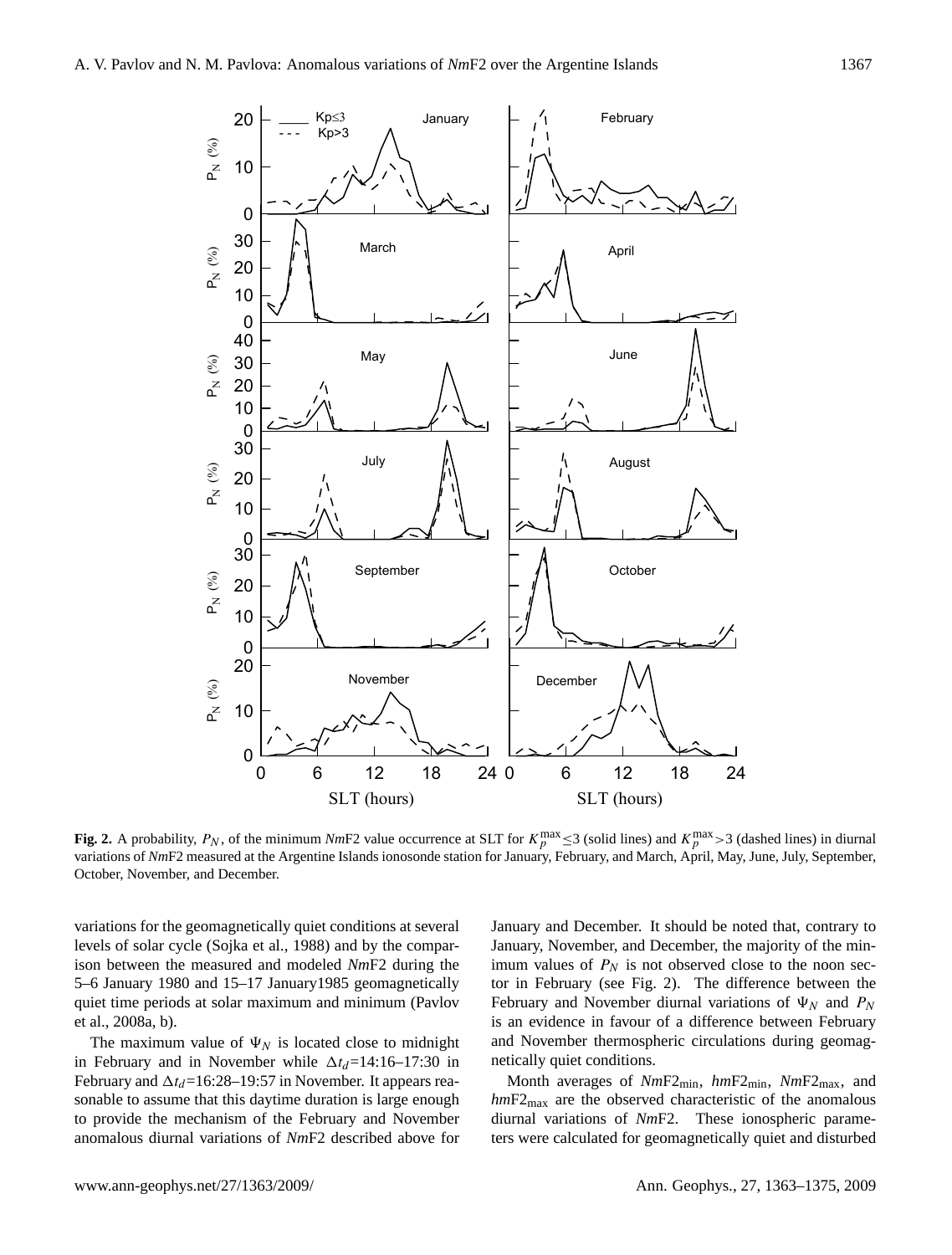**Fig. 2.** A probability, $P_N$, of the minimum *Nm*F2 value occurrence at SLT for $K_p^{\max}\le 3$ (solid lines) and $K_p^{\max}>3$ (dashed lines) in diurnal variations of *Nm*F2 measured at the Argentine Islands ionosonde station for January, February, and March, April, May, June, July, September, October, November, and December.

variations for the geomagnetically quiet conditions at several levels of solar cycle (Sojka et al., 1988) and by the comparison between the measured and modeled *Nm*F2 during the 5–6 January 1980 and 15–17 January1985 geomagnetically quiet time periods at solar maximum and minimum (Pavlov et al., 2008a, b).

The maximum value of $\Psi_N$ is located close to midnight in February and in November while $\Delta t_d$=14:16–17:30 in February and $\Delta t_d$=16:28–19:57 in November. It appears reasonable to assume that this daytime duration is large enough to provide the mechanism of the February and November anomalous diurnal variations of *Nm*F2 described above for January and December. It should be noted that, contrary to January, November, and December, the majority of the minimum values of $P_N$ is not observed close to the noon sector in February (see Fig. 2). The difference between the February and November diurnal variations of $\Psi_N$ and $P_N$ is an evidence in favour of a difference between February and November thermospheric circulations during geomagnetically quiet conditions.

Month averages of $Nm\text{F2}_{\min}$, $hm\text{F2}_{\min}$, $Nm\text{F2}_{\max}$, and $hm\text{F2}_{\max}$ are the observed characteristic of the anomalous diurnal variations of *Nm*F2. These ionospheric parameters were calculated for geomagnetically quiet and disturbed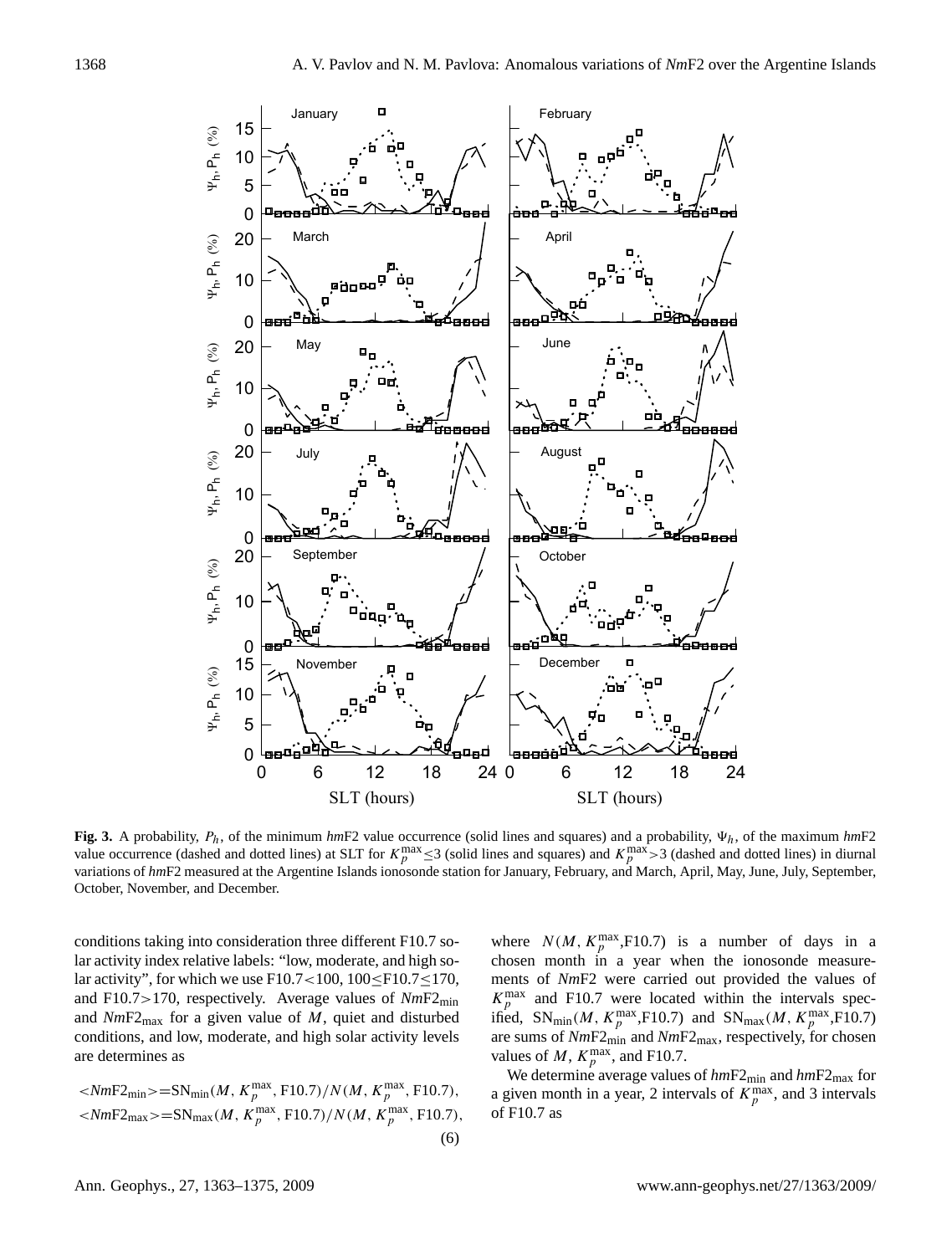**Fig. 3.** A probability, $P_h$, of the minimum *hm*F2 value occurrence (solid lines and squares) and a probability, $\Psi_h$, of the maximum *hm*F2 value occurrence (dashed and dotted lines) at SLT for $K_p^{\max}\leq 3$ (solid lines and squares) and $K_p^{\max}>3$ (dashed and dotted lines) in diurnal variations of *hm*F2 measured at the Argentine Islands ionosonde station for January, February, and March, April, May, June, July, September, October, November, and December.

conditions taking into consideration three different F10.7 solar activity index relative labels: "low, moderate, and high solar activity", for which we use F10.7<100, 100≤F10.7≤170, and F10.7>170, respectively. Average values of $Nm\text{F2}_{\min}$ and $Nm\text{F2}_{\max}$ for a given value of $M$, quiet and disturbed conditions, and low, moderate, and high solar activity levels are determines as

$$<Nm\text{F2}_{\min}>=\text{SN}_{\min}(M, K_p^{\max}, \text{F10.7})/N(M, K_p^{\max}, \text{F10.7}),$$
$$<Nm\text{F2}_{\max}>=\text{SN}_{\max}(M, K_p^{\max}, \text{F10.7})/N(M, K_p^{\max}, \text{F10.7}), \quad (6)$$

where $N(M, K_p^{\max}, \text{F10.7})$ is a number of days in a chosen month in a year when the ionosonde measurements of *Nm*F2 were carried out provided the values of $K_p^{\max}$ and F10.7 were located within the intervals specified, $\text{SN}_{\min}(M, K_p^{\max}, \text{F10.7})$ and $\text{SN}_{\max}(M, K_p^{\max}, \text{F10.7})$ are sums of $Nm\text{F2}_{\min}$ and $Nm\text{F2}_{\max}$, respectively, for chosen values of $M$, $K_p^{\max}$, and F10.7.

We determine average values of $hm\text{F2}_{\min}$ and $hm\text{F2}_{\max}$ for a given month in a year, 2 intervals of $K_p^{\max}$, and 3 intervals of F10.7 as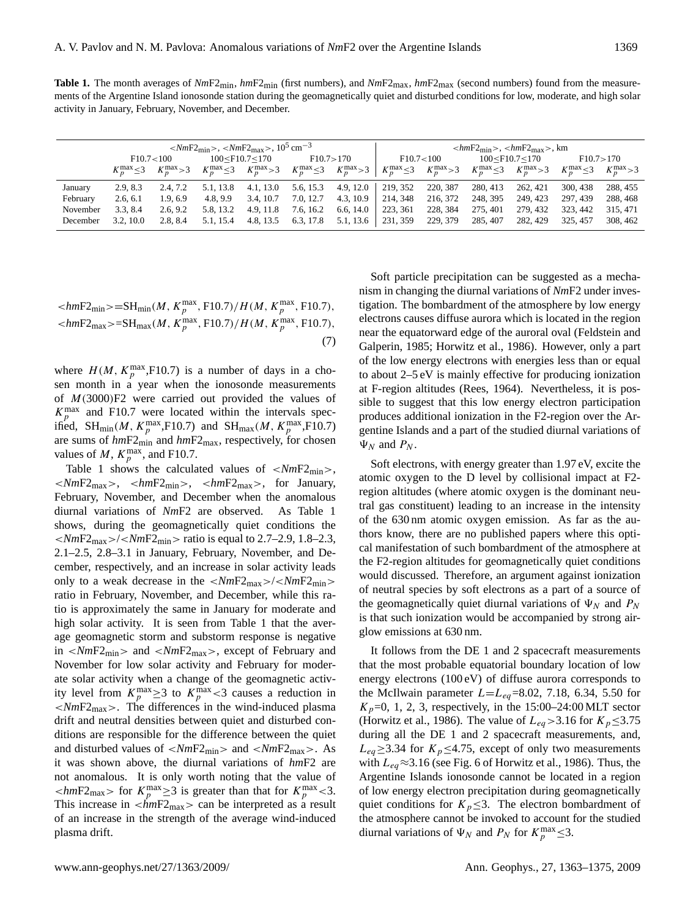**Table 1.** The month averages of $Nm$F2$_{min}$, $hm$F2$_{min}$ (first numbers), and $Nm$F2$_{max}$, $hm$F2$_{max}$ (second numbers) found from the measurements of the Argentine Island ionosonde station during the geomagnetically quiet and disturbed conditions for low, moderate, and high solar activity in January, February, November, and December.

| | $<Nm$F2$_{min}>$, $<Nm$F2$_{max}>$, $10^5$ cm$^{-3}$ | | | | | | $<hm$F2$_{min}>$, $<hm$F2$_{max}>$, km | | | | | |
|---|---|---|---|---|---|---|---|---|---|---|---|---|
| | F10.7<100 | | 100≤F10.7≤170 | | F10.7>170 | | F10.7<100 | | 100≤F10.7≤170 | | F10.7>170 | |
| | $K_p^{max}\leq3$ | $K_p^{max}>3$ | $K_p^{max}\leq3$ | $K_p^{max}>3$ | $K_p^{max}\leq3$ | $K_p^{max}>3$ | $K_p^{max}\leq3$ | $K_p^{max}>3$ | $K_p^{max}\leq3$ | $K_p^{max}>3$ | $K_p^{max}\leq3$ | $K_p^{max}>3$ |
| January | 2.9, 8.3 | 2.4, 7.2 | 5.1, 13.8 | 4.1, 13.0 | 5.6, 15.3 | 4.9, 12.0 | 219, 352 | 220, 387 | 280, 413 | 262, 421 | 300, 438 | 288, 455 |
| February | 2.6, 6.1 | 1.9, 6.9 | 4.8, 9.9 | 3.4, 10.7 | 7.0, 12.7 | 4.3, 10.9 | 214, 348 | 216, 372 | 248, 395 | 249, 423 | 297, 439 | 288, 468 |
| November | 3.3, 8.4 | 2.6, 9.2 | 5.8, 13.2 | 4.9, 11.8 | 7.6, 16.2 | 6.6, 14.0 | 223, 361 | 228, 384 | 275, 401 | 279, 432 | 323, 442 | 315, 471 |
| December | 3.2, 10.0 | 2.8, 8.4 | 5.1, 15.4 | 4.8, 13.5 | 6.3, 17.8 | 5.1, 13.6 | 231, 359 | 229, 379 | 285, 407 | 282, 429 | 325, 457 | 308, 462 |

$$<hm\text{F2}_{min}>=\text{SH}_{min}(M,\, K_p^{max},\, \text{F10.7})/H(M,\, K_p^{max},\, \text{F10.7}),$$
$$<hm\text{F2}_{max}>=\text{SH}_{max}(M,\, K_p^{max},\, \text{F10.7})/H(M,\, K_p^{max},\, \text{F10.7}), \qquad (7)$$

where $H(M, K_p^{max}$,F10.7) is a number of days in a chosen month in a year when the ionosonde measurements of $M(3000)$F2 were carried out provided the values of $K_p^{max}$ and F10.7 were located within the intervals specified, SH$_{min}(M, K_p^{max}$,F10.7) and SH$_{max}(M, K_p^{max}$,F10.7) are sums of $hm$F2$_{min}$ and $hm$F2$_{max}$, respectively, for chosen values of $M$, $K_p^{max}$, and F10.7.

Table 1 shows the calculated values of $<Nm$F2$_{min}>$, $<Nm$F2$_{max}>$, $<hm$F2$_{min}>$, $<hm$F2$_{max}>$, for January, February, November, and December when the anomalous diurnal variations of $Nm$F2 are observed. As Table 1 shows, during the geomagnetically quiet conditions the $<Nm$F2$_{max}>/<Nm$F2$_{min}>$ ratio is equal to 2.7–2.9, 1.8–2.3, 2.1–2.5, 2.8–3.1 in January, February, November, and December, respectively, and an increase in solar activity leads only to a weak decrease in the $<Nm$F2$_{max}>/<Nm$F2$_{min}>$ ratio in February, November, and December, while this ratio is approximately the same in January for moderate and high solar activity. It is seen from Table 1 that the average geomagnetic storm and substorm response is negative in $<Nm$F2$_{min}>$ and $<Nm$F2$_{max}>$, except of February and November for low solar activity and February for moderate solar activity when a change of the geomagnetic activity level from $K_p^{max}\geq3$ to $K_p^{max}<3$ causes a reduction in $<Nm$F2$_{max}>$. The differences in the wind-induced plasma drift and neutral densities between quiet and disturbed conditions are responsible for the difference between the quiet and disturbed values of $<Nm$F2$_{min}>$ and $<Nm$F2$_{max}>$. As it was shown above, the diurnal variations of $hm$F2 are not anomalous. It is only worth noting that the value of $<hm$F2$_{max}>$ for $K_p^{max}\geq3$ is greater than that for $K_p^{max}<3$. This increase in $<hm$F2$_{max}>$ can be interpreted as a result of an increase in the strength of the average wind-induced plasma drift.

Soft particle precipitation can be suggested as a mechanism in changing the diurnal variations of $Nm$F2 under investigation. The bombardment of the atmosphere by low energy electrons causes diffuse aurora which is located in the region near the equatorward edge of the auroral oval (Feldstein and Galperin, 1985; Horwitz et al., 1986). However, only a part of the low energy electrons with energies less than or equal to about 2–5 eV is mainly effective for producing ionization at F-region altitudes (Rees, 1964). Nevertheless, it is possible to suggest that this low energy electron participation produces additional ionization in the F2-region over the Argentine Islands and a part of the studied diurnal variations of $\Psi_N$ and $P_N$.

Soft electrons, with energy greater than 1.97 eV, excite the atomic oxygen to the D level by collisional impact at F2-region altitudes (where atomic oxygen is the dominant neutral gas constituent) leading to an increase in the intensity of the 630 nm atomic oxygen emission. As far as the authors know, there are no published papers where this optical manifestation of such bombardment of the atmosphere at the F2-region altitudes for geomagnetically quiet conditions would discussed. Therefore, an argument against ionization of neutral species by soft electrons as a part of a source of the geomagnetically quiet diurnal variations of $\Psi_N$ and $P_N$ is that such ionization would be accompanied by strong airglow emissions at 630 nm.

It follows from the DE 1 and 2 spacecraft measurements that the most probable equatorial boundary location of low energy electrons (100 eV) of diffuse aurora corresponds to the McIlwain parameter $L=L_{eq}$=8.02, 7.18, 6.34, 5.50 for $K_p$=0, 1, 2, 3, respectively, in the 15:00–24:00 MLT sector (Horwitz et al., 1986). The value of $L_{eq}>3.16$ for $K_p\leq3.75$ during all the DE 1 and 2 spacecraft measurements, and, $L_{eq}\geq3.34$ for $K_p\leq4.75$, except of only two measurements with $L_{eq}\approx3.16$ (see Fig. 6 of Horwitz et al., 1986). Thus, the Argentine Islands ionosonde cannot be located in a region of low energy electron precipitation during geomagnetically quiet conditions for $K_p\leq3$. The electron bombardment of the atmosphere cannot be invoked to account for the studied diurnal variations of $\Psi_N$ and $P_N$ for $K_p^{max}\leq3$.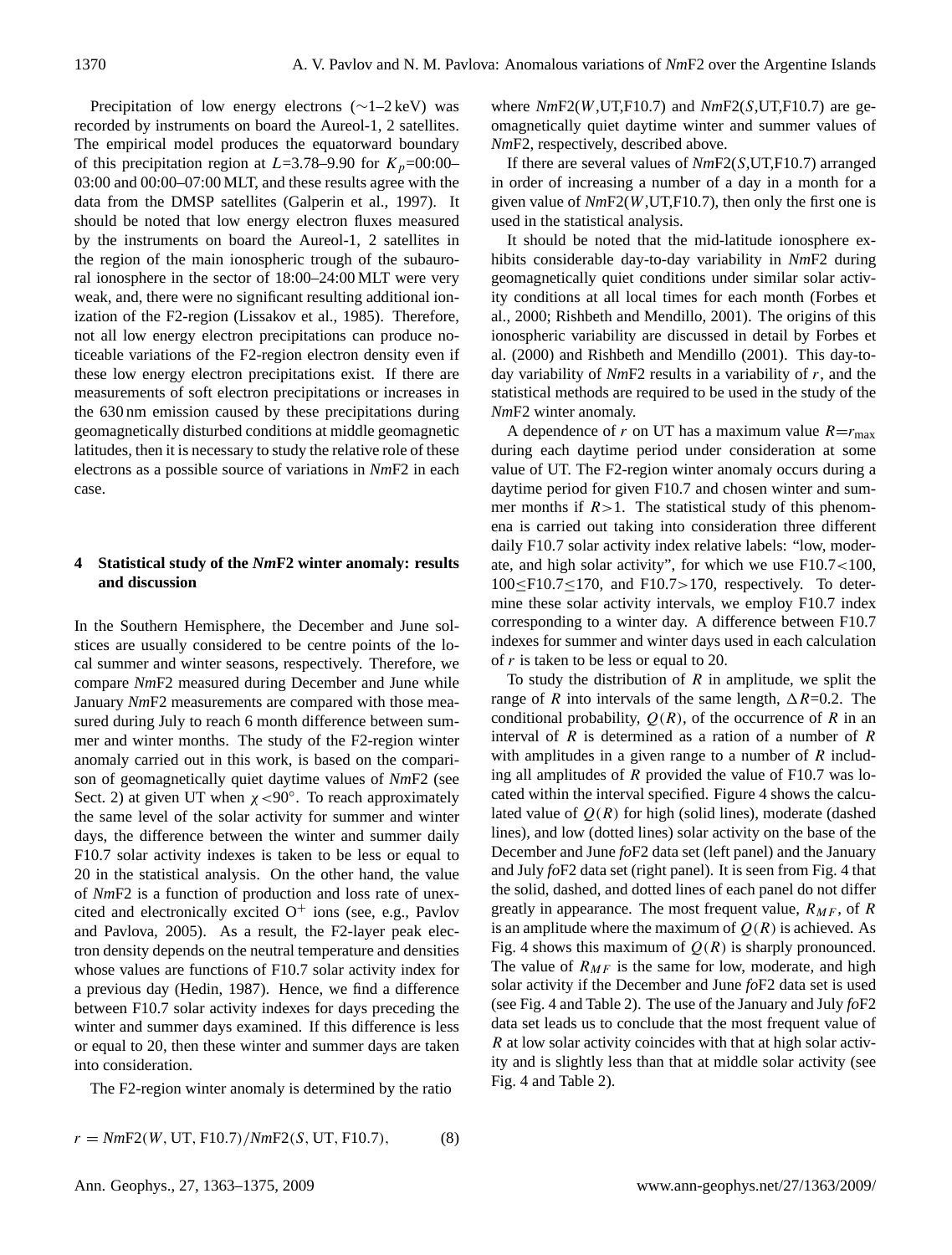Precipitation of low energy electrons (∼1–2 keV) was recorded by instruments on board the Aureol-1, 2 satellites. The empirical model produces the equatorward boundary of this precipitation region at $L$=3.78–9.90 for $K_p$=00:00–03:00 and 00:00–07:00 MLT, and these results agree with the data from the DMSP satellites (Galperin et al., 1997). It should be noted that low energy electron fluxes measured by the instruments on board the Aureol-1, 2 satellites in the region of the main ionospheric trough of the subauroral ionosphere in the sector of 18:00–24:00 MLT were very weak, and, there were no significant resulting additional ionization of the F2-region (Lissakov et al., 1985). Therefore, not all low energy electron precipitations can produce noticeable variations of the F2-region electron density even if these low energy electron precipitations exist. If there are measurements of soft electron precipitations or increases in the 630 nm emission caused by these precipitations during geomagnetically disturbed conditions at middle geomagnetic latitudes, then it is necessary to study the relative role of these electrons as a possible source of variations in *Nm*F2 in each case.

## 4 Statistical study of the *Nm*F2 winter anomaly: results and discussion

In the Southern Hemisphere, the December and June solstices are usually considered to be centre points of the local summer and winter seasons, respectively. Therefore, we compare *Nm*F2 measured during December and June while January *Nm*F2 measurements are compared with those measured during July to reach 6 month difference between summer and winter months. The study of the F2-region winter anomaly carried out in this work, is based on the comparison of geomagnetically quiet daytime values of *Nm*F2 (see Sect. 2) at given UT when $\chi<90^{\circ}$. To reach approximately the same level of the solar activity for summer and winter days, the difference between the winter and summer daily F10.7 solar activity indexes is taken to be less or equal to 20 in the statistical analysis. On the other hand, the value of *Nm*F2 is a function of production and loss rate of unexcited and electronically excited $O^+$ ions (see, e.g., Pavlov and Pavlova, 2005). As a result, the F2-layer peak electron density depends on the neutral temperature and densities whose values are functions of F10.7 solar activity index for a previous day (Hedin, 1987). Hence, we find a difference between F10.7 solar activity indexes for days preceding the winter and summer days examined. If this difference is less or equal to 20, then these winter and summer days are taken into consideration.

The F2-region winter anomaly is determined by the ratio

$$r = NmF2(W, \mathrm{UT}, \mathrm{F10.7})/NmF2(S, \mathrm{UT}, \mathrm{F10.7}), \qquad (8)$$

where *Nm*F2($W$,UT,F10.7) and *Nm*F2($S$,UT,F10.7) are geomagnetically quiet daytime winter and summer values of *Nm*F2, respectively, described above.

If there are several values of *Nm*F2($S$,UT,F10.7) arranged in order of increasing a number of a day in a month for a given value of *Nm*F2($W$,UT,F10.7), then only the first one is used in the statistical analysis.

It should be noted that the mid-latitude ionosphere exhibits considerable day-to-day variability in *Nm*F2 during geomagnetically quiet conditions under similar solar activity conditions at all local times for each month (Forbes et al., 2000; Rishbeth and Mendillo, 2001). The origins of this ionospheric variability are discussed in detail by Forbes et al. (2000) and Rishbeth and Mendillo (2001). This day-to-day variability of *Nm*F2 results in a variability of $r$, and the statistical methods are required to be used in the study of the *Nm*F2 winter anomaly.

A dependence of $r$ on UT has a maximum value $R=r_{\max}$ during each daytime period under consideration at some value of UT. The F2-region winter anomaly occurs during a daytime period for given F10.7 and chosen winter and summer months if $R>1$. The statistical study of this phenomena is carried out taking into consideration three different daily F10.7 solar activity index relative labels: "low, moderate, and high solar activity", for which we use F10.7<100, 100≤F10.7≤170, and F10.7>170, respectively. To determine these solar activity intervals, we employ F10.7 index corresponding to a winter day. A difference between F10.7 indexes for summer and winter days used in each calculation of $r$ is taken to be less or equal to 20.

To study the distribution of $R$ in amplitude, we split the range of $R$ into intervals of the same length, $\Delta R$=0.2. The conditional probability, $Q(R)$, of the occurrence of $R$ in an interval of $R$ is determined as a ration of a number of $R$ with amplitudes in a given range to a number of $R$ including all amplitudes of $R$ provided the value of F10.7 was located within the interval specified. Figure 4 shows the calculated value of $Q(R)$ for high (solid lines), moderate (dashed lines), and low (dotted lines) solar activity on the base of the December and June *fo*F2 data set (left panel) and the January and July *fo*F2 data set (right panel). It is seen from Fig. 4 that the solid, dashed, and dotted lines of each panel do not differ greatly in appearance. The most frequent value, $R_{MF}$, of $R$ is an amplitude where the maximum of $Q(R)$ is achieved. As Fig. 4 shows this maximum of $Q(R)$ is sharply pronounced. The value of $R_{MF}$ is the same for low, moderate, and high solar activity if the December and June *fo*F2 data set is used (see Fig. 4 and Table 2). The use of the January and July *fo*F2 data set leads us to conclude that the most frequent value of $R$ at low solar activity coincides with that at high solar activity and is slightly less than that at middle solar activity (see Fig. 4 and Table 2).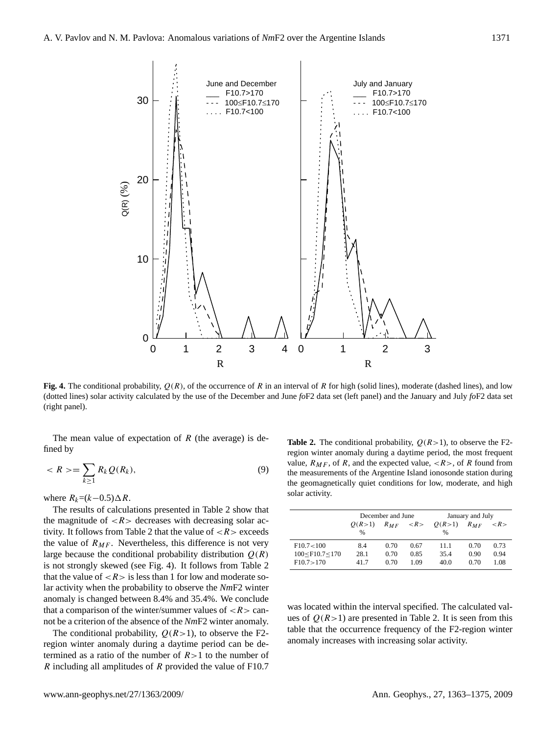**Fig. 4.** The conditional probability, $Q(R)$, of the occurrence of $R$ in an interval of $R$ for high (solid lines), moderate (dashed lines), and low (dotted lines) solar activity calculated by the use of the December and June *fo*F2 data set (left panel) and the January and July *fo*F2 data set (right panel).

The mean value of expectation of $R$ (the average) is defined by

$$< R >= \sum_{k \geq 1} R_k Q(R_k), \tag{9}$$

where $R_k=(k-0.5)\Delta R$.

The results of calculations presented in Table 2 show that the magnitude of $<R>$ decreases with decreasing solar activity. It follows from Table 2 that the value of $<R>$ exceeds the value of $R_{MF}$. Nevertheless, this difference is not very large because the conditional probability distribution $Q(R)$ is not strongly skewed (see Fig. 4). It follows from Table 2 that the value of $<R>$ is less than 1 for low and moderate solar activity when the probability to observe the *Nm*F2 winter anomaly is changed between 8.4% and 35.4%. We conclude that a comparison of the winter/summer values of $<R>$ cannot be a criterion of the absence of the *Nm*F2 winter anomaly.

The conditional probability, $Q(R>1)$, to observe the F2-region winter anomaly during a daytime period can be determined as a ratio of the number of $R>1$ to the number of $R$ including all amplitudes of $R$ provided the value of F10.7 was located within the interval specified. The calculated values of $Q(R>1)$ are presented in Table 2. It is seen from this table that the occurrence frequency of the F2-region winter anomaly increases with increasing solar activity.

**Table 2.** The conditional probability, $Q(R>1)$, to observe the F2-region winter anomaly during a daytime period, the most frequent value, $R_{MF}$, of $R$, and the expected value, $<R>$, of $R$ found from the measurements of the Argentine Island ionosonde station during the geomagnetically quiet conditions for low, moderate, and high solar activity.

| | December and June | | | January and July | | |
|---|---|---|---|---|---|---|
| | $Q(R>1)$ % | $R_{MF}$ | $<R>$ | $Q(R>1)$ % | $R_{MF}$ | $<R>$ |
| F10.7<100 | 8.4 | 0.70 | 0.67 | 11.1 | 0.70 | 0.73 |
| 100≤F10.7≤170 | 28.1 | 0.70 | 0.85 | 35.4 | 0.90 | 0.94 |
| F10.7>170 | 41.7 | 0.70 | 1.09 | 40.0 | 0.70 | 1.08 |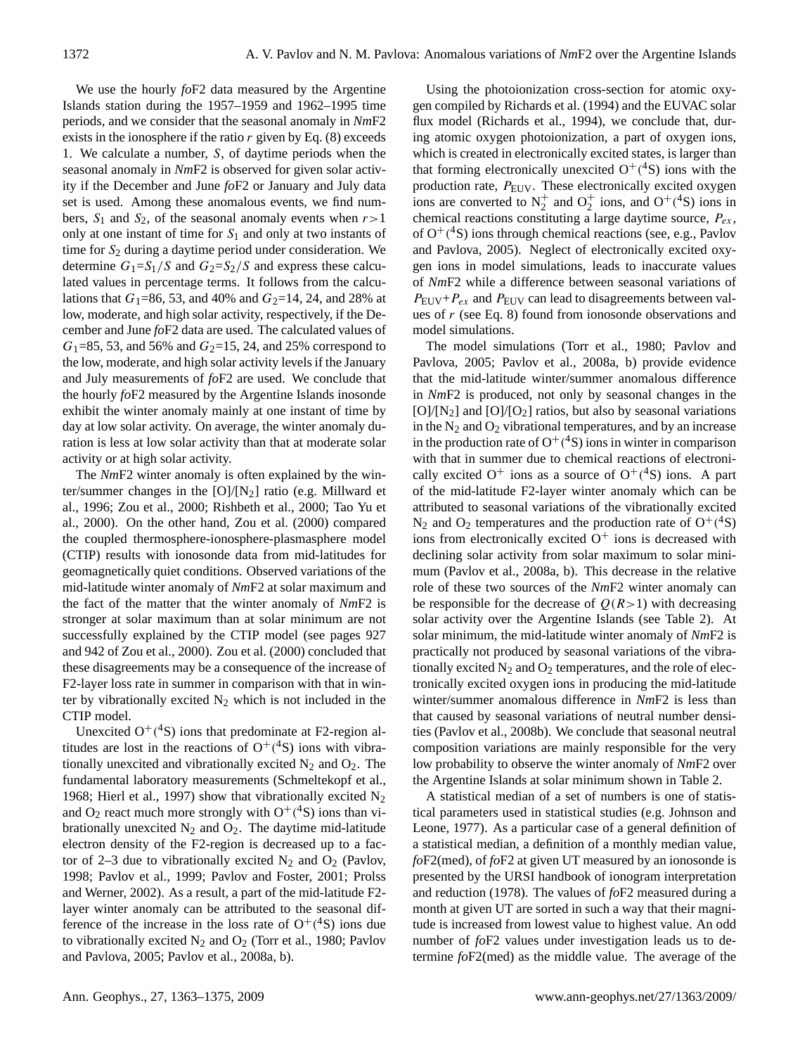We use the hourly *fo*F2 data measured by the Argentine Islands station during the 1957–1959 and 1962–1995 time periods, and we consider that the seasonal anomaly in *Nm*F2 exists in the ionosphere if the ratio $r$ given by Eq. (8) exceeds 1. We calculate a number, $S$, of daytime periods when the seasonal anomaly in *Nm*F2 is observed for given solar activity if the December and June *fo*F2 or January and July data set is used. Among these anomalous events, we find numbers, $S_1$ and $S_2$, of the seasonal anomaly events when $r>1$ only at one instant of time for $S_1$ and only at two instants of time for $S_2$ during a daytime period under consideration. We determine $G_1=S_1/S$ and $G_2=S_2/S$ and express these calculated values in percentage terms. It follows from the calculations that $G_1$=86, 53, and 40% and $G_2$=14, 24, and 28% at low, moderate, and high solar activity, respectively, if the December and June *fo*F2 data are used. The calculated values of $G_1$=85, 53, and 56% and $G_2$=15, 24, and 25% correspond to the low, moderate, and high solar activity levels if the January and July measurements of *fo*F2 are used. We conclude that the hourly *fo*F2 measured by the Argentine Islands inosonde exhibit the winter anomaly mainly at one instant of time by day at low solar activity. On average, the winter anomaly duration is less at low solar activity than that at moderate solar activity or at high solar activity.

The *Nm*F2 winter anomaly is often explained by the winter/summer changes in the [O]/[$N_2$] ratio (e.g. Millward et al., 1996; Zou et al., 2000; Rishbeth et al., 2000; Tao Yu et al., 2000). On the other hand, Zou et al. (2000) compared the coupled thermosphere-ionosphere-plasmasphere model (CTIP) results with ionosonde data from mid-latitudes for geomagnetically quiet conditions. Observed variations of the mid-latitude winter anomaly of *Nm*F2 at solar maximum and the fact of the matter that the winter anomaly of *Nm*F2 is stronger at solar maximum than at solar minimum are not successfully explained by the CTIP model (see pages 927 and 942 of Zou et al., 2000). Zou et al. (2000) concluded that these disagreements may be a consequence of the increase of F2-layer loss rate in summer in comparison with that in winter by vibrationally excited $N_2$ which is not included in the CTIP model.

Unexcited $O^+(^4S)$ ions that predominate at F2-region altitudes are lost in the reactions of $O^+(^4S)$ ions with vibrationally unexcited and vibrationally excited $N_2$ and $O_2$. The fundamental laboratory measurements (Schmeltekopf et al., 1968; Hierl et al., 1997) show that vibrationally excited $N_2$ and $O_2$ react much more strongly with $O^+(^4S)$ ions than vibrationally unexcited $N_2$ and $O_2$. The daytime mid-latitude electron density of the F2-region is decreased up to a factor of 2–3 due to vibrationally excited $N_2$ and $O_2$ (Pavlov, 1998; Pavlov et al., 1999; Pavlov and Foster, 2001; Prolss and Werner, 2002). As a result, a part of the mid-latitude F2-layer winter anomaly can be attributed to the seasonal difference of the increase in the loss rate of $O^+(^4S)$ ions due to vibrationally excited $N_2$ and $O_2$ (Torr et al., 1980; Pavlov and Pavlova, 2005; Pavlov et al., 2008a, b).

Using the photoionization cross-section for atomic oxygen compiled by Richards et al. (1994) and the EUVAC solar flux model (Richards et al., 1994), we conclude that, during atomic oxygen photoionization, a part of oxygen ions, which is created in electronically excited states, is larger than that forming electronically unexcited $O^+(^4S)$ ions with the production rate, $P_{\mathrm{EUV}}$. These electronically excited oxygen ions are converted to $N_2^+$ and $O_2^+$ ions, and $O^+(^4S)$ ions in chemical reactions constituting a large daytime source, $P_{ex}$, of $O^+(^4S)$ ions through chemical reactions (see, e.g., Pavlov and Pavlova, 2005). Neglect of electronically excited oxygen ions in model simulations, leads to inaccurate values of *Nm*F2 while a difference between seasonal variations of $P_{\mathrm{EUV}}+P_{ex}$ and $P_{\mathrm{EUV}}$ can lead to disagreements between values of $r$ (see Eq. 8) found from ionosonde observations and model simulations.

The model simulations (Torr et al., 1980; Pavlov and Pavlova, 2005; Pavlov et al., 2008a, b) provide evidence that the mid-latitude winter/summer anomalous difference in *Nm*F2 is produced, not only by seasonal changes in the [O]/[$N_2$] and [O]/[$O_2$] ratios, but also by seasonal variations in the $N_2$ and $O_2$ vibrational temperatures, and by an increase in the production rate of $O^+(^4S)$ ions in winter in comparison with that in summer due to chemical reactions of electronically excited $O^+$ ions as a source of $O^+(^4S)$ ions. A part of the mid-latitude F2-layer winter anomaly which can be attributed to seasonal variations of the vibrationally excited $N_2$ and $O_2$ temperatures and the production rate of $O^+(^4S)$ ions from electronically excited $O^+$ ions is decreased with declining solar activity from solar maximum to solar minimum (Pavlov et al., 2008a, b). This decrease in the relative role of these two sources of the *Nm*F2 winter anomaly can be responsible for the decrease of $Q(R>1)$ with decreasing solar activity over the Argentine Islands (see Table 2). At solar minimum, the mid-latitude winter anomaly of *Nm*F2 is practically not produced by seasonal variations of the vibrationally excited $N_2$ and $O_2$ temperatures, and the role of electronically excited oxygen ions in producing the mid-latitude winter/summer anomalous difference in *Nm*F2 is less than that caused by seasonal variations of neutral number densities (Pavlov et al., 2008b). We conclude that seasonal neutral composition variations are mainly responsible for the very low probability to observe the winter anomaly of *Nm*F2 over the Argentine Islands at solar minimum shown in Table 2.

A statistical median of a set of numbers is one of statistical parameters used in statistical studies (e.g. Johnson and Leone, 1977). As a particular case of a general definition of a statistical median, a definition of a monthly median value, *fo*F2(med), of *fo*F2 at given UT measured by an ionosonde is presented by the URSI handbook of ionogram interpretation and reduction (1978). The values of *fo*F2 measured during a month at given UT are sorted in such a way that their magnitude is increased from lowest value to highest value. An odd number of *fo*F2 values under investigation leads us to determine *fo*F2(med) as the middle value. The average of the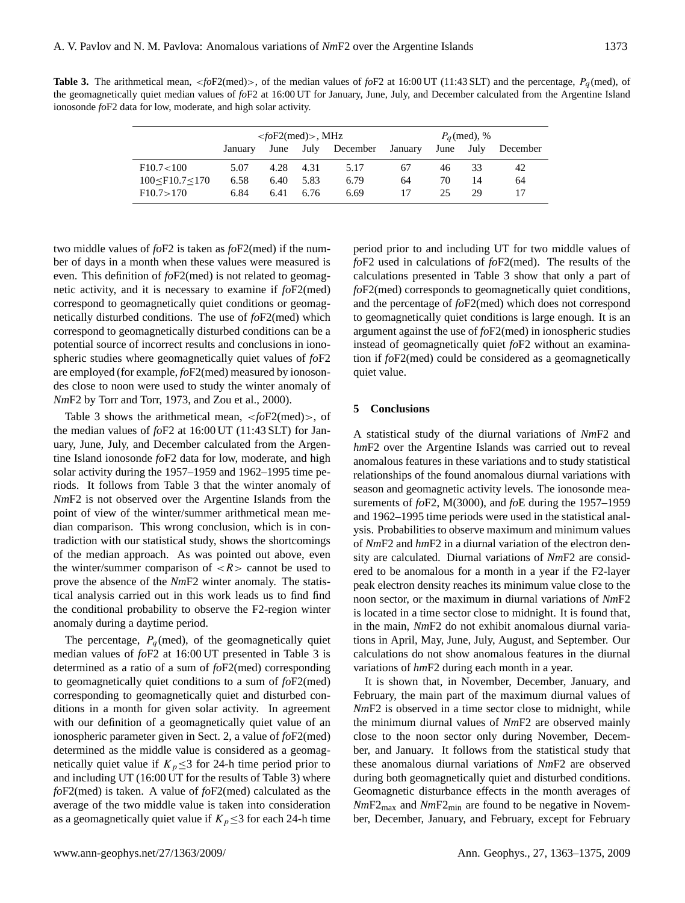**Table 3.** The arithmetical mean, <*fo*F2(med)>, of the median values of *fo*F2 at 16:00 UT (11:43 SLT) and the percentage, $P_q$(med), of the geomagnetically quiet median values of *fo*F2 at 16:00 UT for January, June, July, and December calculated from the Argentine Island ionosonde *fo*F2 data for low, moderate, and high solar activity.

| | <*fo*F2(med)>, MHz | | | | $P_q$(med), % | | | |
|---|---|---|---|---|---|---|---|---|
| | January | June | July | December | January | June | July | December |
| F10.7<100 | 5.07 | 4.28 | 4.31 | 5.17 | 67 | 46 | 33 | 42 |
| 100≤F10.7≤170 | 6.58 | 6.40 | 5.83 | 6.79 | 64 | 70 | 14 | 64 |
| F10.7>170 | 6.84 | 6.41 | 6.76 | 6.69 | 17 | 25 | 29 | 17 |

two middle values of *fo*F2 is taken as *fo*F2(med) if the number of days in a month when these values were measured is even. This definition of *fo*F2(med) is not related to geomagnetic activity, and it is necessary to examine if *fo*F2(med) correspond to geomagnetically quiet conditions or geomagnetically disturbed conditions. The use of *fo*F2(med) which correspond to geomagnetically disturbed conditions can be a potential source of incorrect results and conclusions in ionospheric studies where geomagnetically quiet values of *fo*F2 are employed (for example, *fo*F2(med) measured by ionosondes close to noon were used to study the winter anomaly of *Nm*F2 by Torr and Torr, 1973, and Zou et al., 2000).

Table 3 shows the arithmetical mean, <*fo*F2(med)>, of the median values of *fo*F2 at 16:00 UT (11:43 SLT) for January, June, July, and December calculated from the Argentine Island ionosonde *fo*F2 data for low, moderate, and high solar activity during the 1957–1959 and 1962–1995 time periods. It follows from Table 3 that the winter anomaly of *Nm*F2 is not observed over the Argentine Islands from the point of view of the winter/summer arithmetical mean median comparison. This wrong conclusion, which is in contradiction with our statistical study, shows the shortcomings of the median approach. As was pointed out above, even the winter/summer comparison of $<R>$ cannot be used to prove the absence of the *Nm*F2 winter anomaly. The statistical analysis carried out in this work leads us to find find the conditional probability to observe the F2-region winter anomaly during a daytime period.

The percentage, $P_q$(med), of the geomagnetically quiet median values of *fo*F2 at 16:00 UT presented in Table 3 is determined as a ratio of a sum of *fo*F2(med) corresponding to geomagnetically quiet conditions to a sum of *fo*F2(med) corresponding to geomagnetically quiet and disturbed conditions in a month for given solar activity. In agreement with our definition of a geomagnetically quiet value of an ionospheric parameter given in Sect. 2, a value of *fo*F2(med) determined as the middle value is considered as a geomagnetically quiet value if $K_p\leq3$ for 24-h time period prior to and including UT (16:00 UT for the results of Table 3) where *fo*F2(med) is taken. A value of *fo*F2(med) calculated as the average of the two middle value is taken into consideration as a geomagnetically quiet value if $K_p\leq3$ for each 24-h time period prior to and including UT for two middle values of *fo*F2 used in calculations of *fo*F2(med). The results of the calculations presented in Table 3 show that only a part of *fo*F2(med) corresponds to geomagnetically quiet conditions, and the percentage of *fo*F2(med) which does not correspond to geomagnetically quiet conditions is large enough. It is an argument against the use of *fo*F2(med) in ionospheric studies instead of geomagnetically quiet *fo*F2 without an examination if *fo*F2(med) could be considered as a geomagnetically quiet value.

## 5 Conclusions

A statistical study of the diurnal variations of *Nm*F2 and *hm*F2 over the Argentine Islands was carried out to reveal anomalous features in these variations and to study statistical relationships of the found anomalous diurnal variations with season and geomagnetic activity levels. The ionosonde measurements of *fo*F2, M(3000), and *fo*E during the 1957–1959 and 1962–1995 time periods were used in the statistical analysis. Probabilities to observe maximum and minimum values of *Nm*F2 and *hm*F2 in a diurnal variation of the electron density are calculated. Diurnal variations of *Nm*F2 are considered to be anomalous for a month in a year if the F2-layer peak electron density reaches its minimum value close to the noon sector, or the maximum in diurnal variations of *Nm*F2 is located in a time sector close to midnight. It is found that, in the main, *Nm*F2 do not exhibit anomalous diurnal variations in April, May, June, July, August, and September. Our calculations do not show anomalous features in the diurnal variations of *hm*F2 during each month in a year.

It is shown that, in November, December, January, and February, the main part of the maximum diurnal values of *Nm*F2 is observed in a time sector close to midnight, while the minimum diurnal values of *Nm*F2 are observed mainly close to the noon sector only during November, December, and January. It follows from the statistical study that these anomalous diurnal variations of *Nm*F2 are observed during both geomagnetically quiet and disturbed conditions. Geomagnetic disturbance effects in the month averages of $Nm\mathrm{F2}_{\mathrm{max}}$ and $Nm\mathrm{F2}_{\mathrm{min}}$ are found to be negative in November, December, January, and February, except for February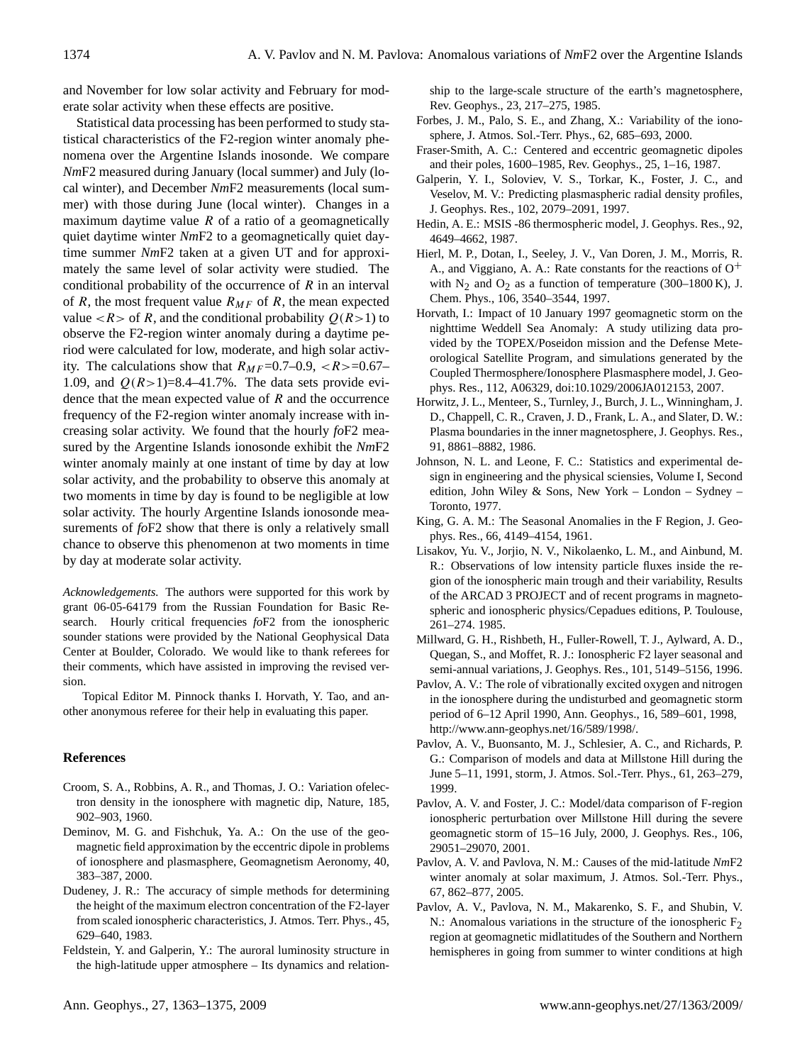and November for low solar activity and February for moderate solar activity when these effects are positive.

Statistical data processing has been performed to study statistical characteristics of the F2-region winter anomaly phenomena over the Argentine Islands inosonde. We compare *Nm*F2 measured during January (local summer) and July (local winter), and December *Nm*F2 measurements (local summer) with those during June (local winter). Changes in a maximum daytime value $R$ of a ratio of a geomagnetically quiet daytime winter *Nm*F2 to a geomagnetically quiet daytime summer *Nm*F2 taken at a given UT and for approximately the same level of solar activity were studied. The conditional probability of the occurrence of $R$ in an interval of $R$, the most frequent value $R_{MF}$ of $R$, the mean expected value $<R>$ of $R$, and the conditional probability $Q(R>1)$ to observe the F2-region winter anomaly during a daytime period were calculated for low, moderate, and high solar activity. The calculations show that $R_{MF}$=0.7–0.9, $<R>$=0.67–1.09, and $Q(R>1)$=8.4–41.7%. The data sets provide evidence that the mean expected value of $R$ and the occurrence frequency of the F2-region winter anomaly increase with increasing solar activity. We found that the hourly *fo*F2 measured by the Argentine Islands ionosonde exhibit the *Nm*F2 winter anomaly mainly at one instant of time by day at low solar activity, and the probability to observe this anomaly at two moments in time by day is found to be negligible at low solar activity. The hourly Argentine Islands ionosonde measurements of *fo*F2 show that there is only a relatively small chance to observe this phenomenon at two moments in time by day at moderate solar activity.

*Acknowledgements.* The authors were supported for this work by grant 06-05-64179 from the Russian Foundation for Basic Research. Hourly critical frequencies *fo*F2 from the ionospheric sounder stations were provided by the National Geophysical Data Center at Boulder, Colorado. We would like to thank referees for their comments, which have assisted in improving the revised version.

Topical Editor M. Pinnock thanks I. Horvath, Y. Tao, and another anonymous referee for their help in evaluating this paper.

## References

Croom, S. A., Robbins, A. R., and Thomas, J. O.: Variation ofelectron density in the ionosphere with magnetic dip, Nature, 185, 902–903, 1960.

Deminov, M. G. and Fishchuk, Ya. A.: On the use of the geomagnetic field approximation by the eccentric dipole in problems of ionosphere and plasmasphere, Geomagnetism Aeronomy, 40, 383–387, 2000.

Dudeney, J. R.: The accuracy of simple methods for determining the height of the maximum electron concentration of the F2-layer from scaled ionospheric characteristics, J. Atmos. Terr. Phys., 45, 629–640, 1983.

Feldstein, Y. and Galperin, Y.: The auroral luminosity structure in the high-latitude upper atmosphere – Its dynamics and relationship to the large-scale structure of the earth's magnetosphere, Rev. Geophys., 23, 217–275, 1985.

Forbes, J. M., Palo, S. E., and Zhang, X.: Variability of the ionosphere, J. Atmos. Sol.-Terr. Phys., 62, 685–693, 2000.

Fraser-Smith, A. C.: Centered and eccentric geomagnetic dipoles and their poles, 1600–1985, Rev. Geophys., 25, 1–16, 1987.

Galperin, Y. I., Soloviev, V. S., Torkar, K., Foster, J. C., and Veselov, M. V.: Predicting plasmaspheric radial density profiles, J. Geophys. Res., 102, 2079–2091, 1997.

Hedin, A. E.: MSIS -86 thermospheric model, J. Geophys. Res., 92, 4649–4662, 1987.

Hierl, M. P., Dotan, I., Seeley, J. V., Van Doren, J. M., Morris, R. A., and Viggiano, A. A.: Rate constants for the reactions of $O^+$ with $N_2$ and $O_2$ as a function of temperature (300–1800 K), J. Chem. Phys., 106, 3540–3544, 1997.

Horvath, I.: Impact of 10 January 1997 geomagnetic storm on the nighttime Weddell Sea Anomaly: A study utilizing data provided by the TOPEX/Poseidon mission and the Defense Meteorological Satellite Program, and simulations generated by the Coupled Thermosphere/Ionosphere Plasmasphere model, J. Geophys. Res., 112, A06329, doi:10.1029/2006JA012153, 2007.

Horwitz, J. L., Menteer, S., Turnley, J., Burch, J. L., Winningham, J. D., Chappell, C. R., Craven, J. D., Frank, L. A., and Slater, D. W.: Plasma boundaries in the inner magnetosphere, J. Geophys. Res., 91, 8861–8882, 1986.

Johnson, N. L. and Leone, F. C.: Statistics and experimental design in engineering and the physical sciensies, Volume I, Second edition, John Wiley & Sons, New York – London – Sydney – Toronto, 1977.

King, G. A. M.: The Seasonal Anomalies in the F Region, J. Geophys. Res., 66, 4149–4154, 1961.

Lisakov, Yu. V., Jorjio, N. V., Nikolaenko, L. M., and Ainbund, M. R.: Observations of low intensity particle fluxes inside the region of the ionospheric main trough and their variability, Results of the ARCAD 3 PROJECT and of recent programs in magnetospheric and ionospheric physics/Cepadues editions, P. Toulouse, 261–274. 1985.

Millward, G. H., Rishbeth, H., Fuller-Rowell, T. J., Aylward, A. D., Quegan, S., and Moffet, R. J.: Ionospheric F2 layer seasonal and semi-annual variations, J. Geophys. Res., 101, 5149–5156, 1996.

Pavlov, A. V.: The role of vibrationally excited oxygen and nitrogen in the ionosphere during the undisturbed and geomagnetic storm period of 6–12 April 1990, Ann. Geophys., 16, 589–601, 1998, http://www.ann-geophys.net/16/589/1998/.

Pavlov, A. V., Buonsanto, M. J., Schlesier, A. C., and Richards, P. G.: Comparison of models and data at Millstone Hill during the June 5–11, 1991, storm, J. Atmos. Sol.-Terr. Phys., 61, 263–279, 1999.

Pavlov, A. V. and Foster, J. C.: Model/data comparison of F-region ionospheric perturbation over Millstone Hill during the severe geomagnetic storm of 15–16 July, 2000, J. Geophys. Res., 106, 29051–29070, 2001.

Pavlov, A. V. and Pavlova, N. M.: Causes of the mid-latitude *Nm*F2 winter anomaly at solar maximum, J. Atmos. Sol.-Terr. Phys., 67, 862–877, 2005.

Pavlov, A. V., Pavlova, N. M., Makarenko, S. F., and Shubin, V. N.: Anomalous variations in the structure of the ionospheric $F_2$ region at geomagnetic midlatitudes of the Southern and Northern hemispheres in going from summer to winter conditions at high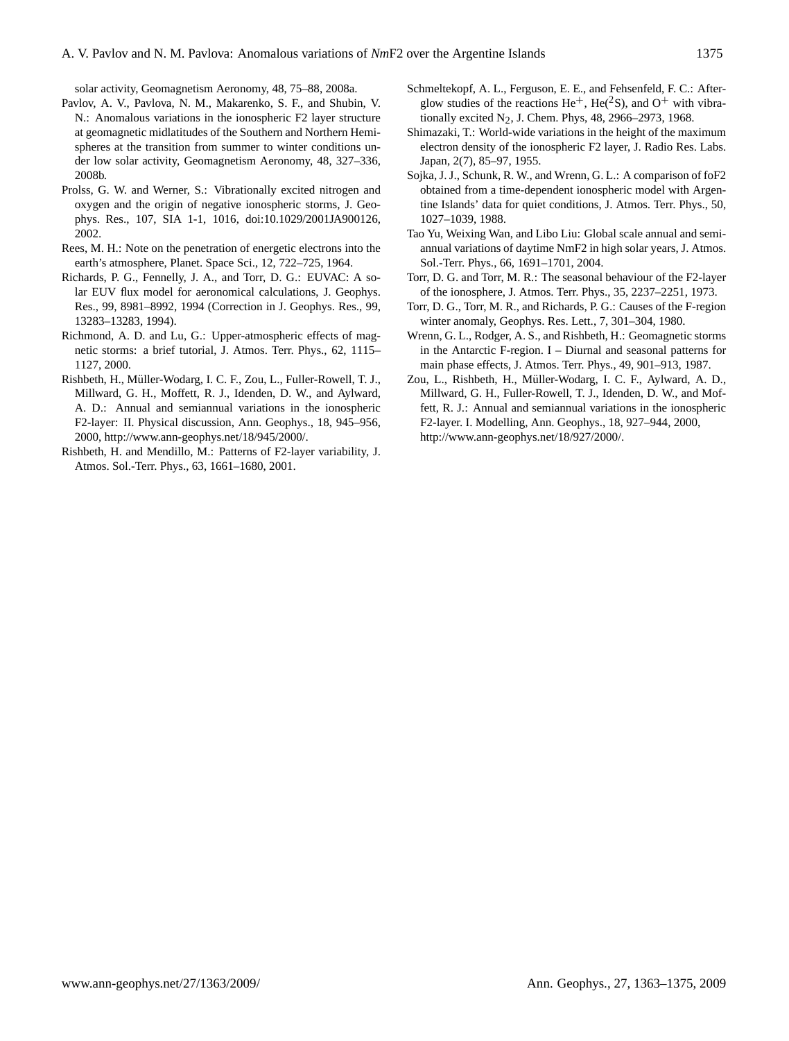solar activity, Geomagnetism Aeronomy, 48, 75–88, 2008a.

Pavlov, A. V., Pavlova, N. M., Makarenko, S. F., and Shubin, V. N.: Anomalous variations in the ionospheric F2 layer structure at geomagnetic midlatitudes of the Southern and Northern Hemispheres at the transition from summer to winter conditions under low solar activity, Geomagnetism Aeronomy, 48, 327–336, 2008b.

Prolss, G. W. and Werner, S.: Vibrationally excited nitrogen and oxygen and the origin of negative ionospheric storms, J. Geophys. Res., 107, SIA 1-1, 1016, doi:10.1029/2001JA900126, 2002.

Rees, M. H.: Note on the penetration of energetic electrons into the earth's atmosphere, Planet. Space Sci., 12, 722–725, 1964.

Richards, P. G., Fennelly, J. A., and Torr, D. G.: EUVAC: A solar EUV flux model for aeronomical calculations, J. Geophys. Res., 99, 8981–8992, 1994 (Correction in J. Geophys. Res., 99, 13283–13283, 1994).

Richmond, A. D. and Lu, G.: Upper-atmospheric effects of magnetic storms: a brief tutorial, J. Atmos. Terr. Phys., 62, 1115–1127, 2000.

Rishbeth, H., Müller-Wodarg, I. C. F., Zou, L., Fuller-Rowell, T. J., Millward, G. H., Moffett, R. J., Idenden, D. W., and Aylward, A. D.: Annual and semiannual variations in the ionospheric F2-layer: II. Physical discussion, Ann. Geophys., 18, 945–956, 2000, http://www.ann-geophys.net/18/945/2000/.

Rishbeth, H. and Mendillo, M.: Patterns of F2-layer variability, J. Atmos. Sol.-Terr. Phys., 63, 1661–1680, 2001.

Schmeltekopf, A. L., Ferguson, E. E., and Fehsenfeld, F. C.: Afterglow studies of the reactions $He^{+}$, $He(^{2}S)$, and $O^{+}$ with vibrationally excited $N_2$, J. Chem. Phys, 48, 2966–2973, 1968.

Shimazaki, T.: World-wide variations in the height of the maximum electron density of the ionospheric F2 layer, J. Radio Res. Labs. Japan, 2(7), 85–97, 1955.

Sojka, J. J., Schunk, R. W., and Wrenn, G. L.: A comparison of foF2 obtained from a time-dependent ionospheric model with Argentine Islands' data for quiet conditions, J. Atmos. Terr. Phys., 50, 1027–1039, 1988.

Tao Yu, Weixing Wan, and Libo Liu: Global scale annual and semiannual variations of daytime NmF2 in high solar years, J. Atmos. Sol.-Terr. Phys., 66, 1691–1701, 2004.

Torr, D. G. and Torr, M. R.: The seasonal behaviour of the F2-layer of the ionosphere, J. Atmos. Terr. Phys., 35, 2237–2251, 1973.

Torr, D. G., Torr, M. R., and Richards, P. G.: Causes of the F-region winter anomaly, Geophys. Res. Lett., 7, 301–304, 1980.

Wrenn, G. L., Rodger, A. S., and Rishbeth, H.: Geomagnetic storms in the Antarctic F-region. I – Diurnal and seasonal patterns for main phase effects, J. Atmos. Terr. Phys., 49, 901–913, 1987.

Zou, L., Rishbeth, H., Müller-Wodarg, I. C. F., Aylward, A. D., Millward, G. H., Fuller-Rowell, T. J., Idenden, D. W., and Moffett, R. J.: Annual and semiannual variations in the ionospheric F2-layer. I. Modelling, Ann. Geophys., 18, 927–944, 2000, http://www.ann-geophys.net/18/927/2000/.